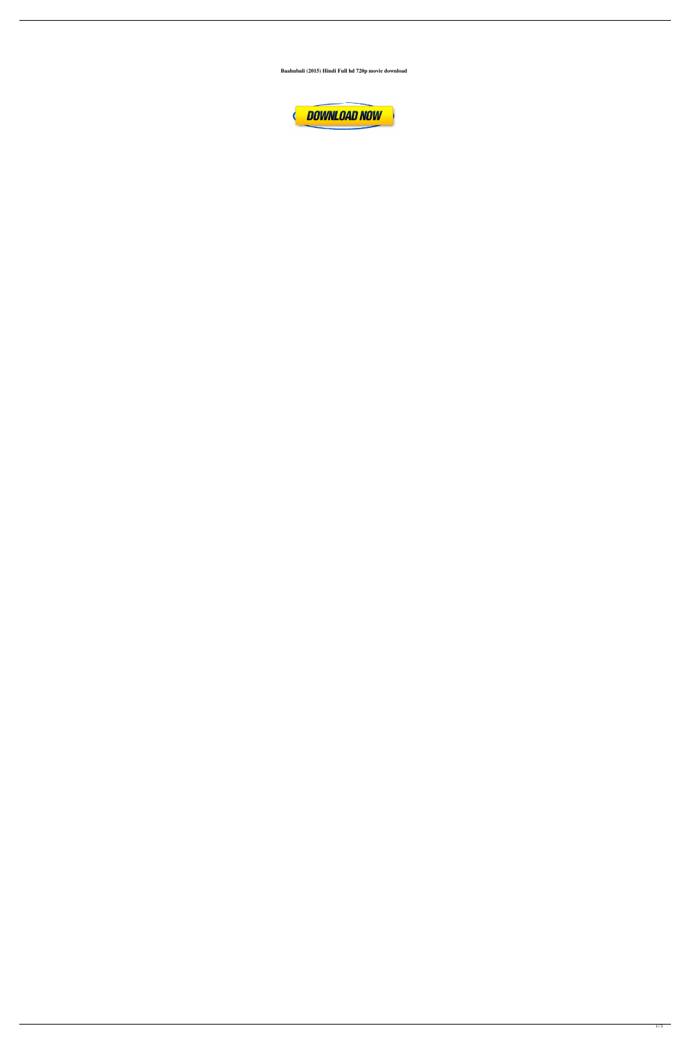**Baahubali (2015) Hindi Full hd 720p movie download**

DOWNLOAD NOW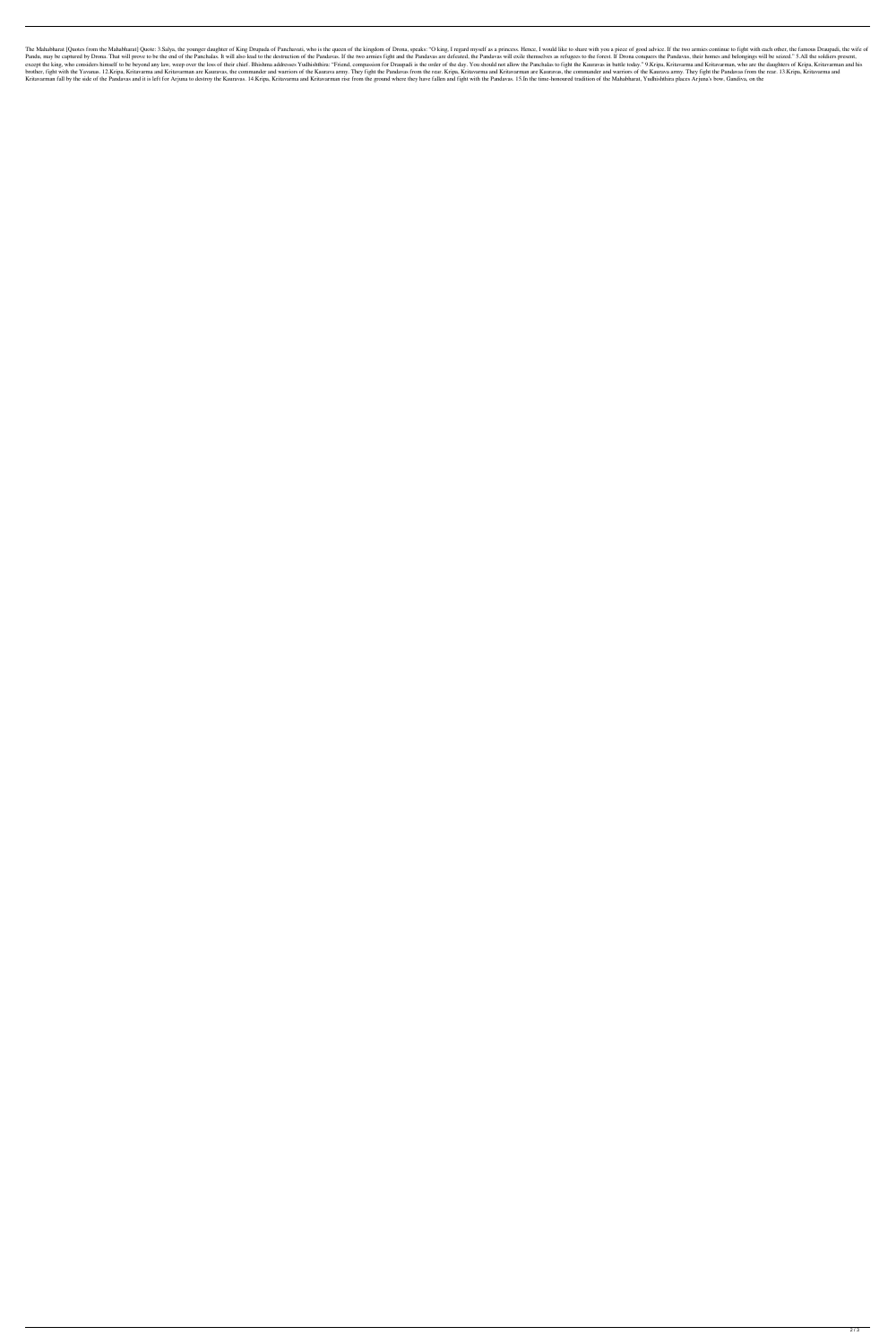The Mahabharat [Quotes from the Mahabharat] Quote: 3.Salya, the younger daughter of King Drupada of Panchavati, who is the queen of the kingdom of Drona, speaks: "O king, I regard myself as a princess. Hence, I would like to share with you a piece of good advice. If the two armies continue to fight with each other, the famous Draupadi, the wife of Pandu, may be captured by Drona. That will prove to be the end of the Panchalas. It will also lead to the destruction of the Pandavas. If the two armies fight and the Pandavas are defeated, the Pandavas will exile themselves as refugees to the forest. If Drona conquers the Pandavas, their homes and belongings will be seized." 5.All the soldiers present, except the king, who considers himself to be beyond any law, weep over the loss of their chief. Bhishma addresses Yudhishthira: "Friend, compassion for Draupadi is the order of the day. You should not allow the Panchalas to fight the Kauravas in battle today." 9.Kripa, Kritavarma and Kritavarman, who are the daughters of Kripa, Kritavarman and his brother, fight with the Yavanas. 12.Kripa, Kritavarma and Kritavarman are Kauravas, the commander and warriors of the Kaurava army. They fight the Pandavas from the rear. Kripa, Kritavarma and Kritavarman are Kauravas, the commander and warriors of the Kaurava army. They fight the Pandavas from the rear. 13.Kripa, Kritavarma and Kritavarman fall by the side of the Pandavas and it is left for Arjuna to destroy the Kauravas. 14.Kripa, Kritavarma and Kritavarman rise from the ground where they have fallen and fight with the Pandavas. 15.In the time-honoured tradition of the Mahabharat, Yudhishthira places Arjuna's bow, Gandiva, on the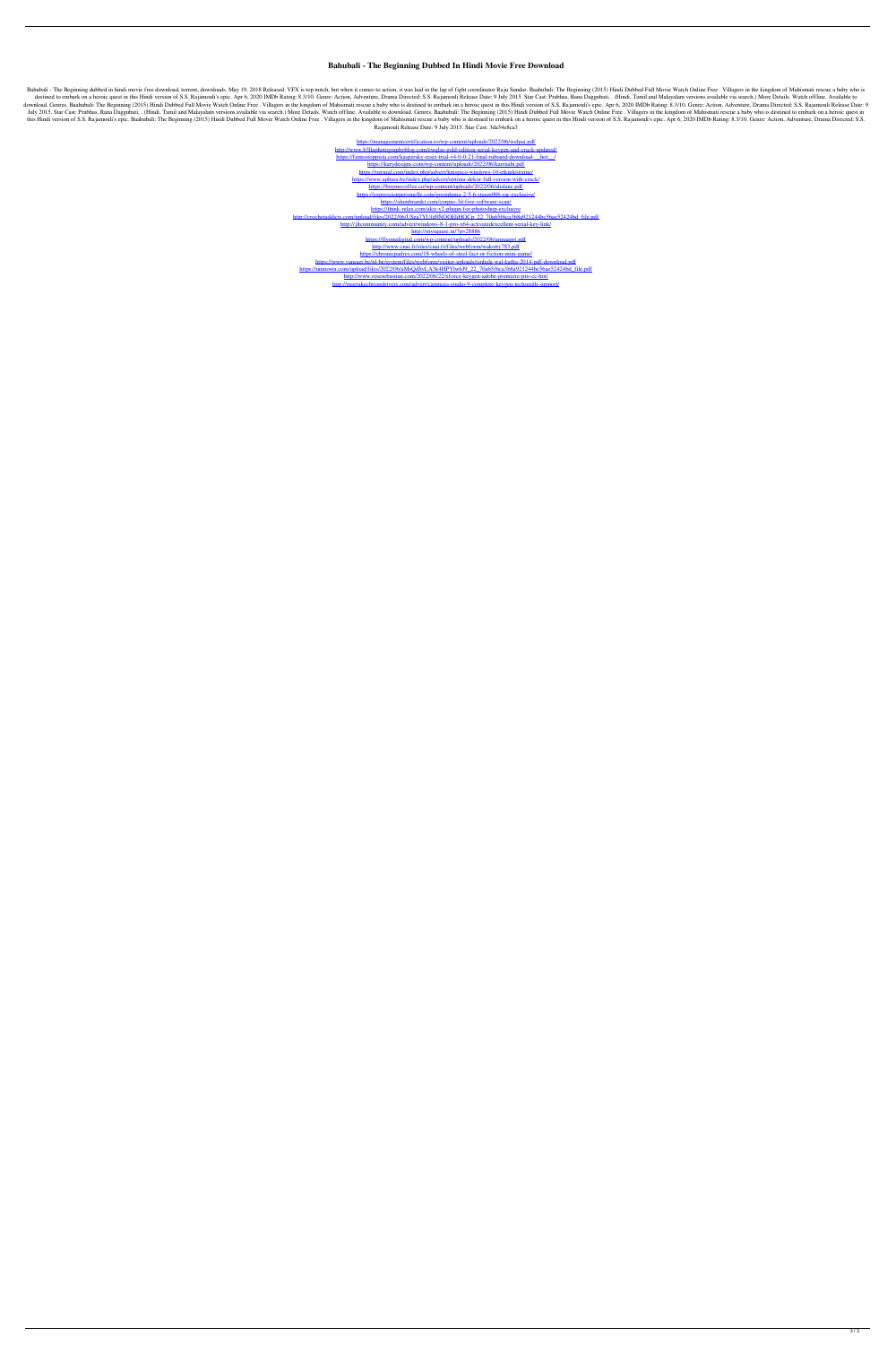# Bahubali - The Beginning Dubbed In Hindi Movie Free Download

Bahubali - The Beginning dubbed in hindi movie free download, torrent, downloads. May 19, 2018 Released. VFX is top notch, but when it comes to action, it was laid in the lap of fight coordinator Raju Sundar. Baahubali: The Beginning (2015) Hindi Dubbed Full Movie Watch Online Free . Villagers in the kingdom of Mahismati rescue a baby who is destined to embark on a heroic quest in this Hindi version of S.S. Rajamouli's epic. Apr 6, 2020 IMDb Rating: 8.3/10. Genre: Action, Adventure, Drama Directed: S.S. Rajamouli Release Date: 9 July 2015. Star Cast: Prabhas, Rana Daggubati, . (Hindi, Tamil and Malayalam versions available via search.) More Details. Watch offline. Available to download. Genres. Baahubali: The Beginning (2015) Hindi Dubbed Full Movie Watch Online Free . Villagers in the kingdom of Mahismati rescue a baby who is destined to embark on a heroic quest in this Hindi version of S.S. Rajamouli's epic. Apr 6, 2020 IMDb Rating: 8.3/10. Genre: Action, Adventure, Drama Directed: S.S. Rajamouli Release Date: 9 July 2015. Star Cast: Prabhas, Rana Daggubati, . (Hindi, Tamil and Malayalam versions available via search.) More Details. Watch offline. Available to download. Genres. Baahubali: The Beginning (2015) Hindi Dubbed Full Movie Watch Online Free . Villagers in the kingdom of Mahismati rescue a baby who is destined to embark on a heroic quest in this Hindi version of S.S. Rajamouli's epic. Baahubali: The Beginning (2015) Hindi Dubbed Full Movie Watch Online Free . Villagers in the kingdom of Mahismati rescue a baby who is destined to embark on a heroic quest in this Hindi version of S.S. Rajamouli's epic. Apr 6, 2020 IMDb Rating: 8.3/10. Genre: Action, Adventure, Drama Directed: S.S. Rajamouli Release Date: 9 July 2015. Star Cast: 3da54e8ca3

https://managementcertification.ro/wp-content/uploads/2022/06/welpai.pdf
http://www.b3llaphotographyblog.com/rsplus-gold-edition-serial-keygen-and-crack-updated/
https://fumostoppista.com/kaspersky-reset-trial-v4-0-0-21-final-ruboard-download-__hot__/
https://karydesigns.com/wp-content/uploads/2022/06/karmabr.pdf
https://cursorange.com/index.php/advert/kmspico-windows-10-etkinlestirme/
https://www.aphaera.be/index.php/advert/optima-dekor-full-version-with-crack/
https://buymecoffee.co/wp-content/uploads/2022/06/alidanc.pdf
https://expressionpersonelle.com/premiuma-2-5-ft-steam006-rar-exclusive/
https://idumbrumkt.com/corpus-3d-free-software-scan/
https://think-relax.com/dcc-v2-plugin-for-photoshop-exclusive
http://crochetaddicts.com/upload/files/2022/06/USzaTYUqbNOOEjHOCp_22_70a65f6ca3b8a921244bc56ae52424bd_file.pdf
http://jbcommunity.com/advert/windows-8-1-pro-x64-activatedexcellent-serial-key-link/
http://mysquare.in/?p=28886
https://flymolgatai.com/wp-content/uploads/2022/06/annaqui.pdf
http://www.cnai.fr/sites/cnai.fr/files/webform/wakotr783.pdf
https://chroniqueplus.com/18-wheels-of-steel-fact-or-fiction-mini-game/
https://www.vanaert.be/nl-be/system/files/webform/visitor-uploads/anhala-wal-kaiba-2014-pdf-download.pdf
https://unmown.com/upload/files/2022/06/aMsQdSvLA3k4HPY0w63l_22_70a65f6ca3b8a921244bc56ae52424bd_file.pdf
http://www.rosesebastian.com/2022/06/22/xforce-keygen-adobe-premiere-pro-cc-hot/
http://marrakechtourdrivers.com/advert/camtasia-studio-9-complete-keygen-techsmith-support/